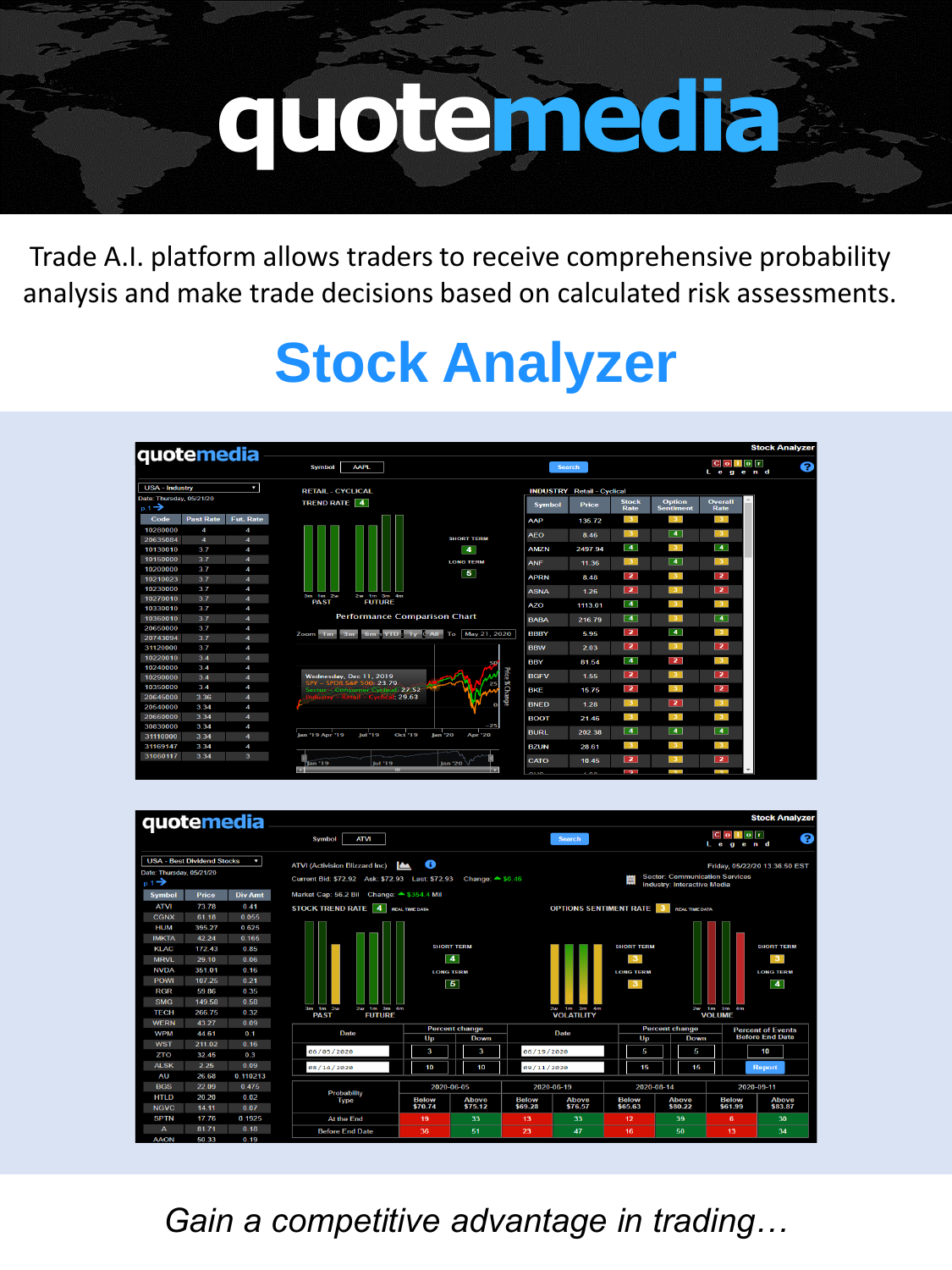# quotemedia

Trade A.I. platform allows traders to receive comprehensive probability analysis and make trade decisions based on calculated risk assessments.

## Stock Analyzer

*Gain a competitive advantage in trading…*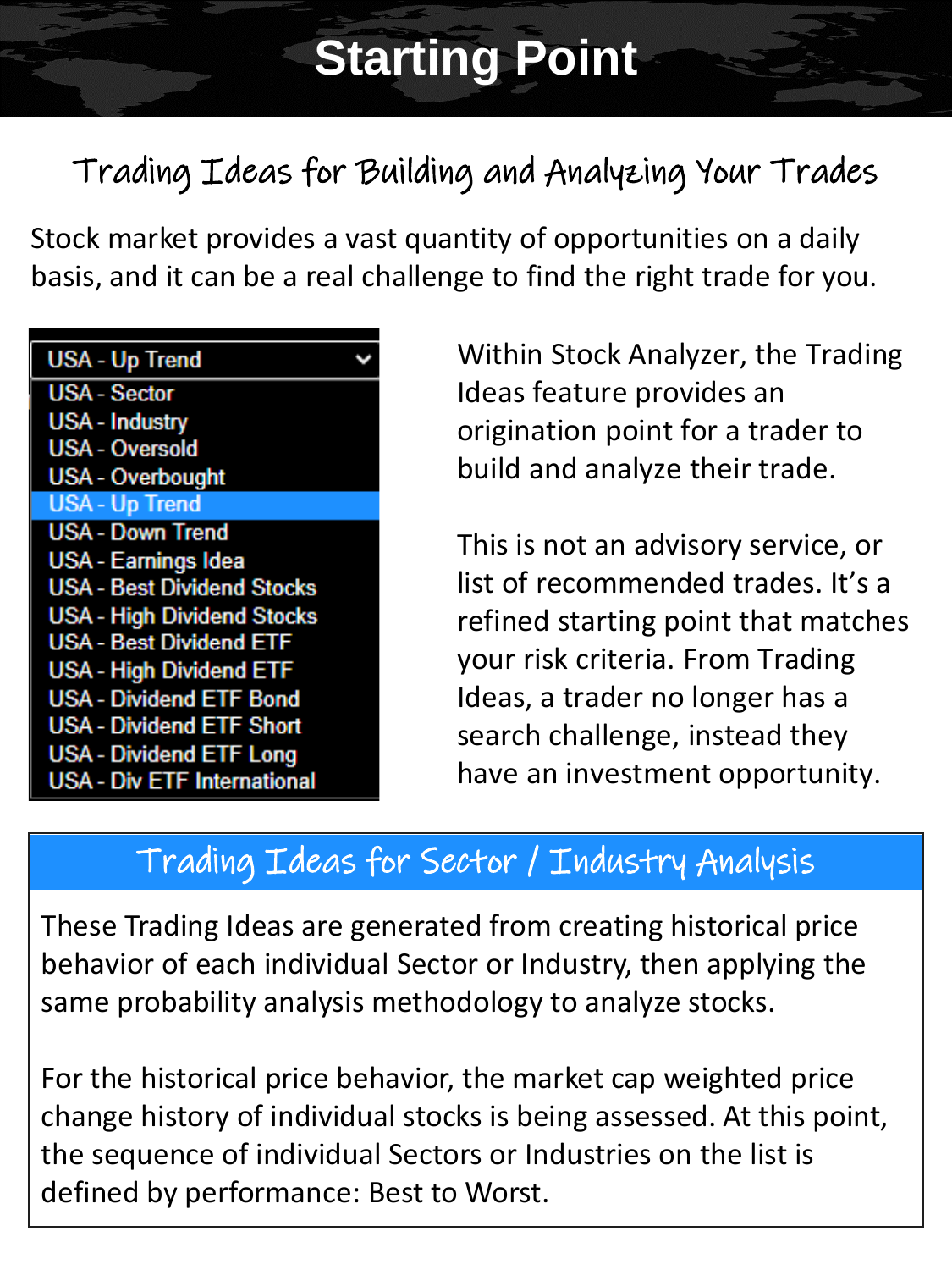# Starting Point

## Trading Ideas for Building and Analyzing Your Trades

Stock market provides a vast quantity of opportunities on a daily basis, and it can be a real challenge to find the right trade for you.

- USA - Up Trend
- USA - Sector
- USA - Industry
- USA - Oversold
- USA - Overbought
- USA - Up Trend
- USA - Down Trend
- USA - Earnings Idea
- USA - Best Dividend Stocks
- USA - High Dividend Stocks
- USA - Best Dividend ETF
- USA - High Dividend ETF
- USA - Dividend ETF Bond
- USA - Dividend ETF Short
- USA - Dividend ETF Long
- USA - Div ETF International

Within Stock Analyzer, the Trading Ideas feature provides an origination point for a trader to build and analyze their trade.

This is not an advisory service, or list of recommended trades. It's a refined starting point that matches your risk criteria. From Trading Ideas, a trader no longer has a search challenge, instead they have an investment opportunity.

## Trading Ideas for Sector / Industry Analysis

These Trading Ideas are generated from creating historical price behavior of each individual Sector or Industry, then applying the same probability analysis methodology to analyze stocks.

For the historical price behavior, the market cap weighted price change history of individual stocks is being assessed. At this point, the sequence of individual Sectors or Industries on the list is defined by performance: Best to Worst.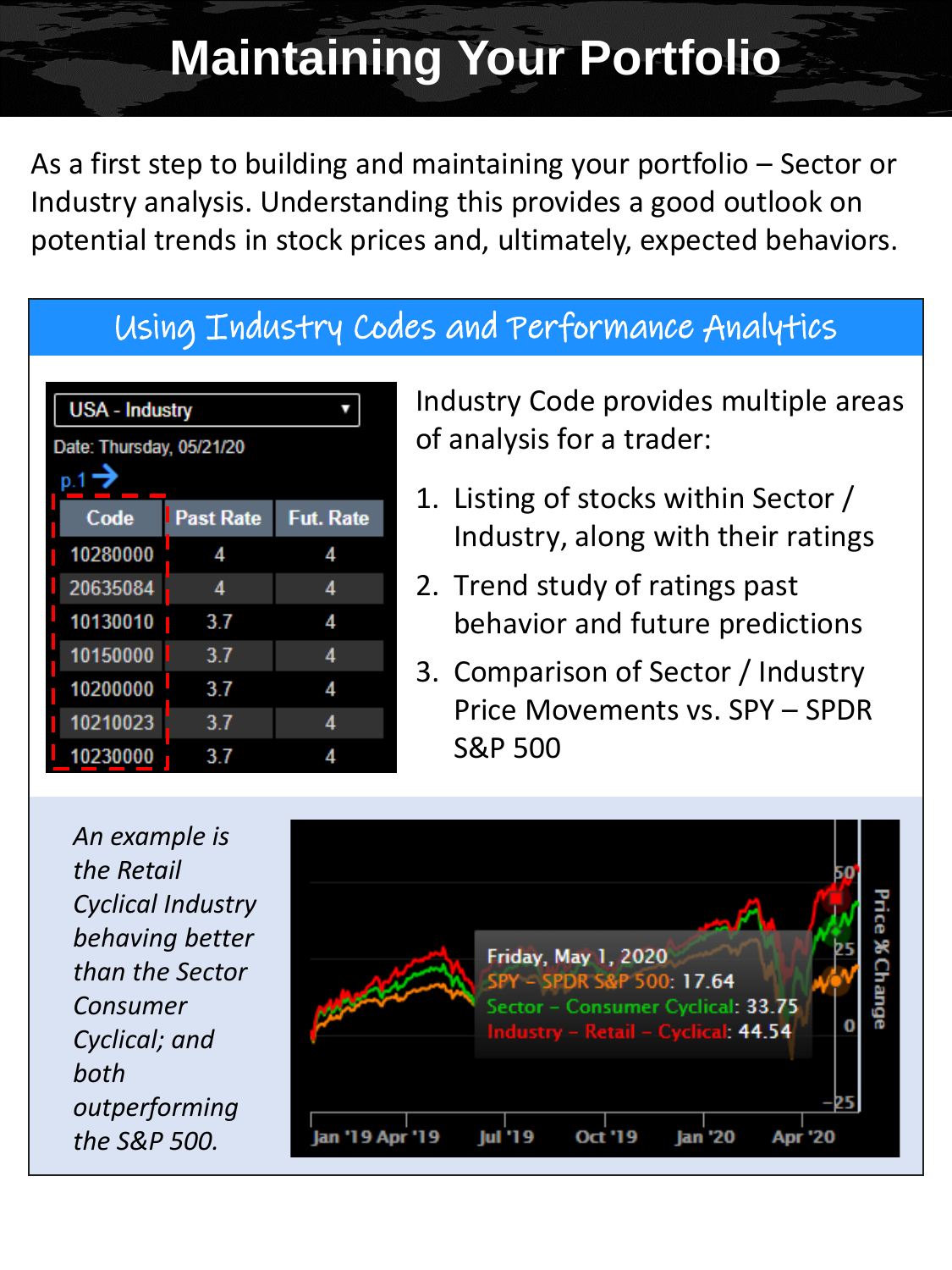# Maintaining Your Portfolio

As a first step to building and maintaining your portfolio – Sector or Industry analysis. Understanding this provides a good outlook on potential trends in stock prices and, ultimately, expected behaviors.

## Using Industry Codes and Performance Analytics

USA - Industry

Date: Thursday, 05/21/20

p.1

| Code | Past Rate | Fut. Rate |
|---|---|---|
| 10280000 | 4 | 4 |
| 20635084 | 4 | 4 |
| 10130010 | 3.7 | 4 |
| 10150000 | 3.7 | 4 |
| 10200000 | 3.7 | 4 |
| 10210023 | 3.7 | 4 |
| 10230000 | 3.7 | 4 |

Industry Code provides multiple areas of analysis for a trader:

1. Listing of stocks within Sector / Industry, along with their ratings
2. Trend study of ratings past behavior and future predictions
3. Comparison of Sector / Industry Price Movements vs. SPY – SPDR S&P 500

*An example is the Retail Cyclical Industry behaving better than the Sector Consumer Cyclical; and both outperforming the S&P 500.*

Friday, May 1, 2020
SPY – SPDR S&P 500: 17.64
Sector – Consumer Cyclical: 33.75
Industry – Retail – Cyclical: 44.54

Price % Change: 50, 25, 0, -25

Jan '19, Apr '19, Jul '19, Oct '19, Jan '20, Apr '20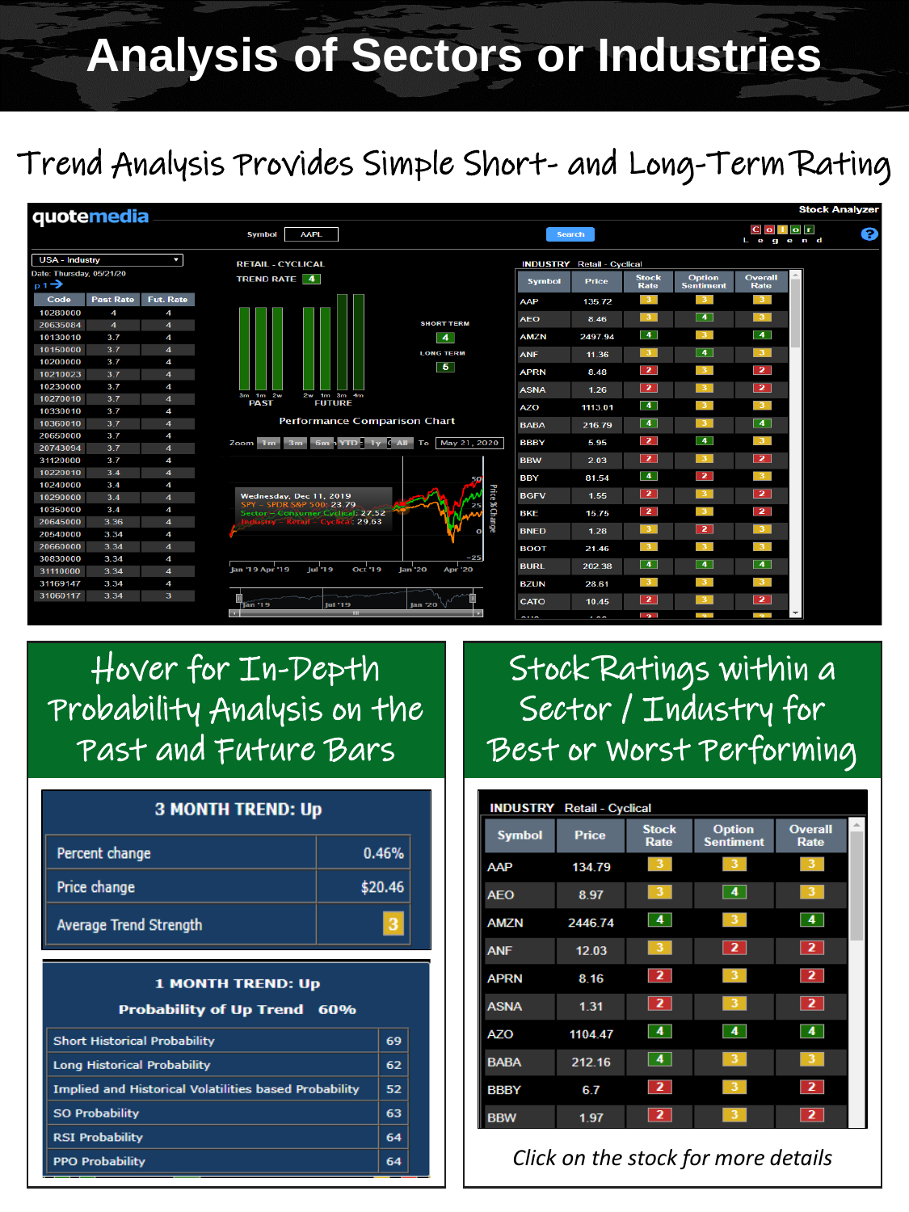# Analysis of Sectors or Industries

## Trend Analysis Provides Simple Short- and Long-Term Rating

quotemedia — Stock Analyzer

Symbol: AAPL | Search

USA - Industry
Date: Thursday, 05/21/20

| Code | Past Rate | Fut. Rate |
|---|---|---|
| 10280000 | 4 | 4 |
| 20635084 | 4 | 4 |
| 10130010 | 3.7 | 4 |
| 10170010 | 3.7 | 4 |
| 10200000 | 3.7 | 4 |
| 10210023 | 3.7 | 4 |
| 10230000 | 3.7 | 4 |
| 10270010 | 3.7 | 4 |
| 10330010 | 3.7 | 4 |
| 10360010 | 3.7 | 4 |
| 20650000 | 3.7 | 4 |
| 20743094 | 3.7 | 4 |
| 31120000 | 3.7 | 4 |
| 10220010 | 3.4 | 4 |
| 10240000 | 3.4 | 4 |
| 10290000 | 3.4 | 4 |
| 10350000 | 3.4 | 4 |
| 20645000 | 3.36 | 4 |
| 20540000 | 3.34 | 4 |
| 20660000 | 3.34 | 4 |
| 30830000 | 3.34 | 4 |
| 31110000 | 3.34 | 4 |
| 31169147 | 3.34 | 4 |
| 31060117 | 3.34 | 3 |

RETAIL - CYCLICAL
TREND RATE 4
SHORT TERM 4
LONG TERM 5

Performance Comparison Chart
Wednesday, Dec 11, 2019
SPY – SPDR S&P 500: 23.79
Sector – Consumer Cyclical: 27.52
Industry – Retail – Cyclical: 29.63

INDUSTRY Retail - Cyclical

| Symbol | Price | Stock Rate | Option Sentiment | Overall Rate |
|---|---|---|---|---|
| AAP | 135.72 | 3 | 3 | 3 |
| AEO | 8.46 | 3 | 4 | 3 |
| AMZN | 2497.94 | 4 | 3 | 4 |
| ANF | 11.36 | 3 | 4 | 3 |
| APRN | 8.48 | 2 | 3 | 2 |
| ASNA | 1.26 | 2 | 3 | 2 |
| AZO | 1113.01 | 4 | 3 | 3 |
| BABA | 216.79 | 4 | 3 | 4 |
| BBBY | 5.95 | 2 | 4 | 3 |
| BBW | 2.03 | 2 | 3 | 2 |
| BBY | 81.54 | 4 | 2 | 3 |
| BGFV | 1.55 | 2 | 3 | 2 |
| BKE | 15.75 | 2 | 3 | 2 |
| BNED | 1.28 | 3 | 2 | 3 |
| BOOT | 21.46 | 3 | 3 | 3 |
| BURL | 202.38 | 4 | 4 | 4 |
| BZUN | 28.61 | 3 | 3 | 3 |
| CATO | 10.45 | 2 | 3 | 2 |

## Hover for In-Depth Probability Analysis on the Past and Future Bars

**3 MONTH TREND: Up**

| | |
|---|---|
| Percent change | 0.46% |
| Price change | $20.46 |
| Average Trend Strength | 3 |

**1 MONTH TREND: Up**
**Probability of Up Trend 60%**

| | |
|---|---|
| Short Historical Probability | 69 |
| Long Historical Probability | 62 |
| Implied and Historical Volatilities based Probability | 52 |
| SO Probability | 63 |
| RSI Probability | 64 |
| PPO Probability | 64 |

## Stock Ratings within a Sector / Industry for Best or Worst Performing

INDUSTRY Retail - Cyclical

| Symbol | Price | Stock Rate | Option Sentiment | Overall Rate |
|---|---|---|---|---|
| AAP | 134.79 | 3 | 3 | 3 |
| AEO | 8.97 | 3 | 4 | 3 |
| AMZN | 2446.74 | 4 | 3 | 4 |
| ANF | 12.03 | 3 | 2 | 2 |
| APRN | 8.16 | 2 | 3 | 2 |
| ASNA | 1.31 | 2 | 3 | 2 |
| AZO | 1104.47 | 4 | 4 | 4 |
| BABA | 212.16 | 4 | 3 | 3 |
| BBBY | 6.7 | 2 | 3 | 2 |
| BBW | 1.97 | 2 | 3 | 2 |

*Click on the stock for more details*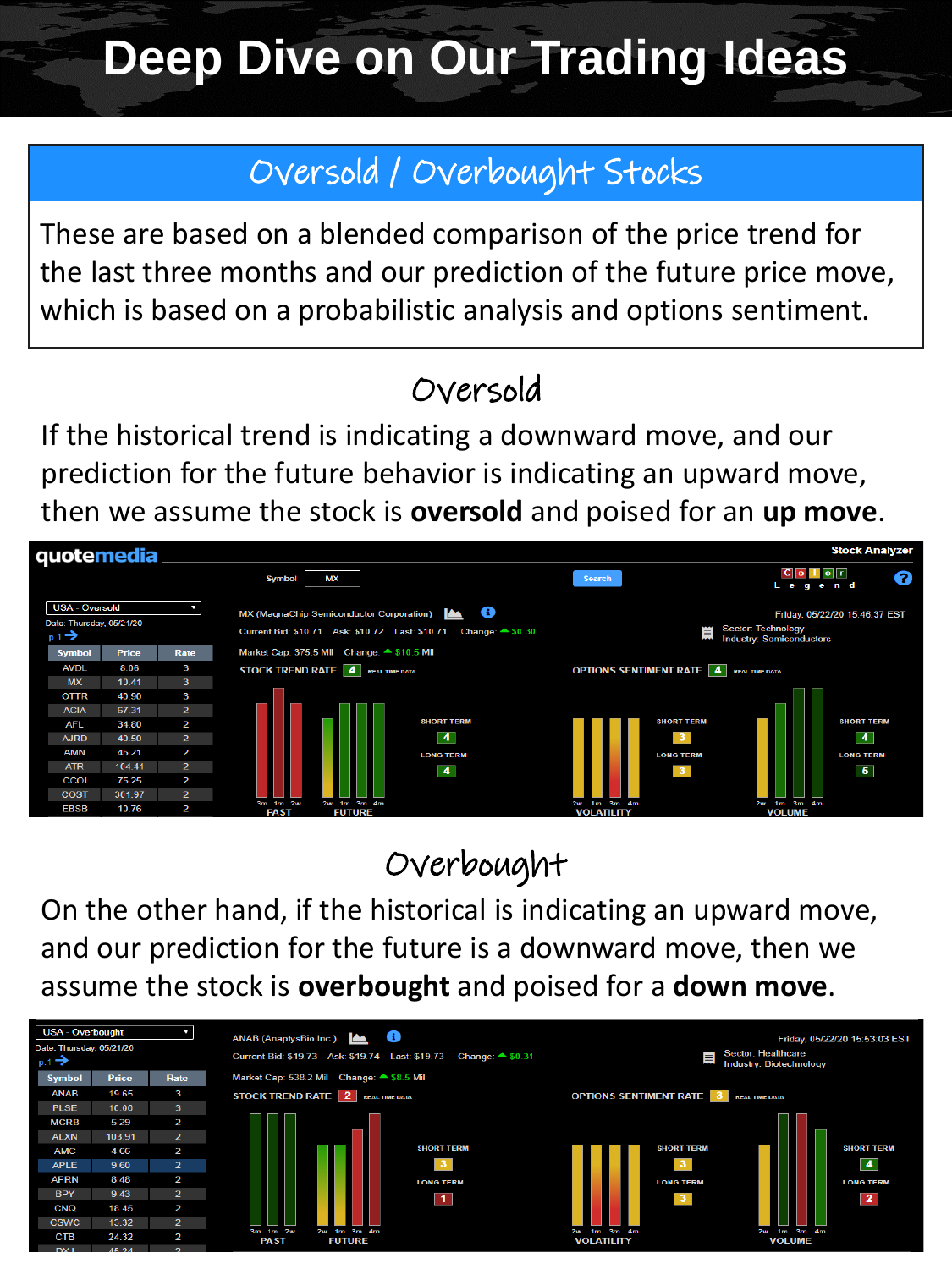# Deep Dive on Our Trading Ideas

## Oversold / Overbought Stocks

These are based on a blended comparison of the price trend for the last three months and our prediction of the future price move, which is based on a probabilistic analysis and options sentiment.

### Oversold

If the historical trend is indicating a downward move, and our prediction for the future behavior is indicating an upward move, then we assume the stock is **oversold** and poised for an **up move**.

quotemedia — Stock Analyzer

Symbol: MX — Search

USA - Oversold
Date: Thursday, 05/21/20
p.1

| Symbol | Price | Rate |
|---|---|---|
| AVDL | 8.06 | 3 |
| MX | 10.41 | 3 |
| OTTR | 40.90 | 3 |
| ACIA | 67.31 | 2 |
| AFL | 34.80 | 2 |
| AJRD | 40.50 | 2 |
| AMN | 45.21 | 2 |
| ATR | 104.41 | 2 |
| CCOI | 75.25 | 2 |
| COST | 301.97 | 2 |
| EBSB | 10.76 | 2 |

MX (MagnaChip Semiconductor Corporation)
Friday, 05/22/20 15:46:37 EST
Current Bid: $10.71 Ask: $10.72 Last: $10.71 Change: ▲ $0.30
Sector: Technology
Industry: Semiconductors
Market Cap: 375.5 Mil Change: ▲ $10.5 Mil

STOCK TREND RATE: 4 — SHORT TERM: 4, LONG TERM: 4 (PAST: 3m 1m 2w; FUTURE: 2w 1m 3m 4m)

OPTIONS SENTIMENT RATE: 4 — VOLATILITY (2w 1m 3m 4m): SHORT TERM: 3, LONG TERM: 3; VOLUME (2w 1m 3m 4m): SHORT TERM: 4, LONG TERM: 5

### Overbought

On the other hand, if the historical is indicating an upward move, and our prediction for the future is a downward move, then we assume the stock is **overbought** and poised for a **down move**.

USA - Overbought
Date: Thursday, 05/21/20
p.1

| Symbol | Price | Rate |
|---|---|---|
| ANAB | 19.65 | 3 |
| PLSE | 10.00 | 3 |
| MCRB | 5.29 | 2 |
| ALXN | 103.91 | 2 |
| AMC | 4.66 | 2 |
| APLE | 9.60 | 2 |
| APRN | 8.48 | 2 |
| BPY | 9.43 | 2 |
| CNQ | 18.45 | 2 |
| CSWC | 13.32 | 2 |
| CTB | 24.32 | 2 |
| DXL | 45.24 | 2 |

ANAB (AnaptysBio Inc.)
Friday, 05/22/20 15:53:03 EST
Current Bid: $19.73 Ask: $19.74 Last: $19.73 Change: ▲ $0.31
Sector: Healthcare
Industry: Biotechnology
Market Cap: 538.2 Mil Change: ▲ $8.5 Mil

STOCK TREND RATE: 2 — SHORT TERM: 3, LONG TERM: 1 (PAST: 3m 1m 2w; FUTURE: 2w 1m 3m 4m)

OPTIONS SENTIMENT RATE: 3 — VOLATILITY (2w 1m 3m 4m): SHORT TERM: 3, LONG TERM: 3; VOLUME (2w 1m 3m 4m): SHORT TERM: 4, LONG TERM: 2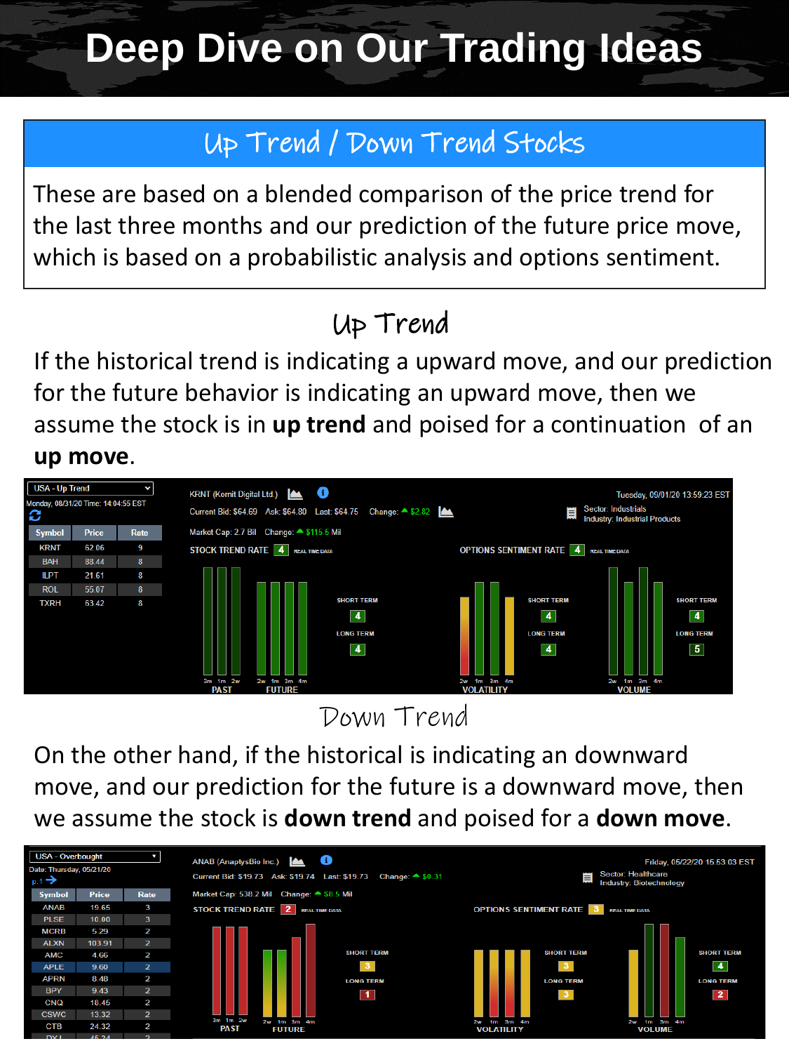# Deep Dive on Our Trading Ideas

## Up Trend / Down Trend Stocks

These are based on a blended comparison of the price trend for the last three months and our prediction of the future price move, which is based on a probabilistic analysis and options sentiment.

### Up Trend

If the historical trend is indicating a upward move, and our prediction for the future behavior is indicating an upward move, then we assume the stock is in **up trend** and poised for a continuation of an **up move**.

USA - Up Trend

Monday, 08/31/20 Time: 14:04:55 EST

| Symbol | Price | Rate |
|---|---|---|
| KRNT | 62.06 | 9 |
| BAH | 88.44 | 8 |
| ILPT | 21.61 | 8 |
| ROL | 55.07 | 8 |
| TXRH | 63.42 | 8 |

KRNT (Kornit Digital Ltd.)

Tuesday, 09/01/20 13:59:23 EST

Current Bid: $64.69 Ask: $64.80 Last: $64.75 Change: $2.82

Sector: Industrials
Industry: Industrial Products

Market Cap: 2.7 Bil Change: $115.6 Mil

STOCK TREND RATE 4 REAL TIME DATA

OPTIONS SENTIMENT RATE 4 REAL TIME DATA

SHORT TERM 4, LONG TERM 4 (PAST: 3m 1m 2w; FUTURE: 2w 1m 3m 4m)

SHORT TERM 4, LONG TERM 4 (VOLATILITY: 2w 1m 3m 4m)

SHORT TERM 4, LONG TERM 5 (VOLUME: 2w 1m 3m 4m)

### Down Trend

On the other hand, if the historical is indicating an downward move, and our prediction for the future is a downward move, then we assume the stock is **down trend** and poised for a **down move**.

USA - Overbought

Date: Thursday, 05/21/20

p.1

| Symbol | Price | Rate |
|---|---|---|
| ANAB | 19.65 | 3 |
| PLSE | 10.00 | 3 |
| MCRB | 5.29 | 2 |
| ALXN | 103.91 | 2 |
| AMC | 4.66 | 2 |
| APLE | 9.60 | 2 |
| APRN | 8.48 | 2 |
| BPY | 9.43 | 2 |
| CNQ | 18.45 | 2 |
| CSWC | 13.32 | 2 |
| CTB | 24.32 | 2 |
| DXL | 45.24 | 2 |

ANAB (AnaptysBio Inc.)

Friday, 05/22/20 15:53:03 EST

Current Bid: $19.73 Ask: $19.74 Last: $19.73 Change: $0.31

Sector: Healthcare
Industry: Biotechnology

Market Cap: 538.2 Mil Change: $8.5 Mil

STOCK TREND RATE 2 REAL TIME DATA

OPTIONS SENTIMENT RATE 3 REAL TIME DATA

SHORT TERM, LONG TERM 1 (PAST: 3m 1m 2w; FUTURE: 2w 1m 3m 4m)

SHORT TERM 3, LONG TERM 3 (VOLATILITY: 2w 1m 3m 4m)

SHORT TERM 4, LONG TERM 2 (VOLUME: 2w 1m 3m 4m)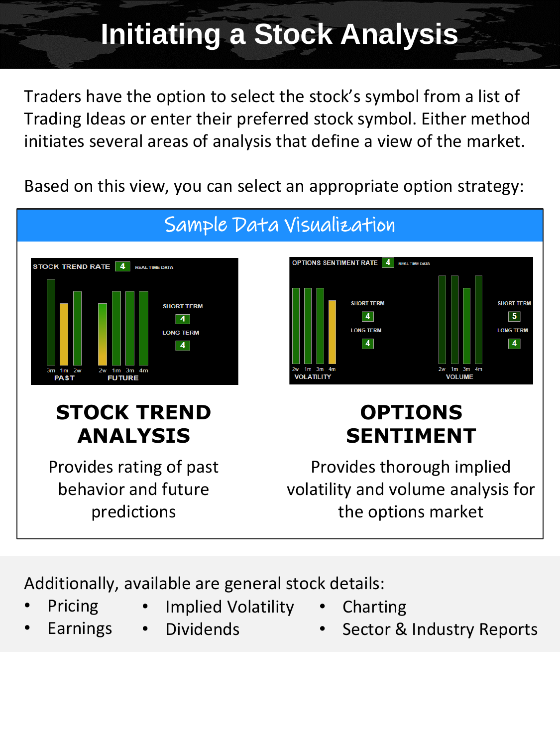# Initiating a Stock Analysis

Traders have the option to select the stock's symbol from a list of Trading Ideas or enter their preferred stock symbol. Either method initiates several areas of analysis that define a view of the market.

Based on this view, you can select an appropriate option strategy:

## Sample Data Visualization

STOCK TREND RATE 4 REAL TIME DATA

SHORT TERM 4
LONG TERM 4

3m 1m 2w — PAST
2w 1m 3m 4m — FUTURE

OPTIONS SENTIMENT RATE 4 REAL TIME DATA

SHORT TERM 4
LONG TERM 4

2w 1m 3m 4m — VOLATILITY

SHORT TERM 5
LONG TERM 4

2w 1m 3m 4m — VOLUME

### STOCK TREND ANALYSIS

Provides rating of past behavior and future predictions

### OPTIONS SENTIMENT

Provides thorough implied volatility and volume analysis for the options market

Additionally, available are general stock details:

- Pricing
- Earnings
- Implied Volatility
- Dividends
- Charting
- Sector & Industry Reports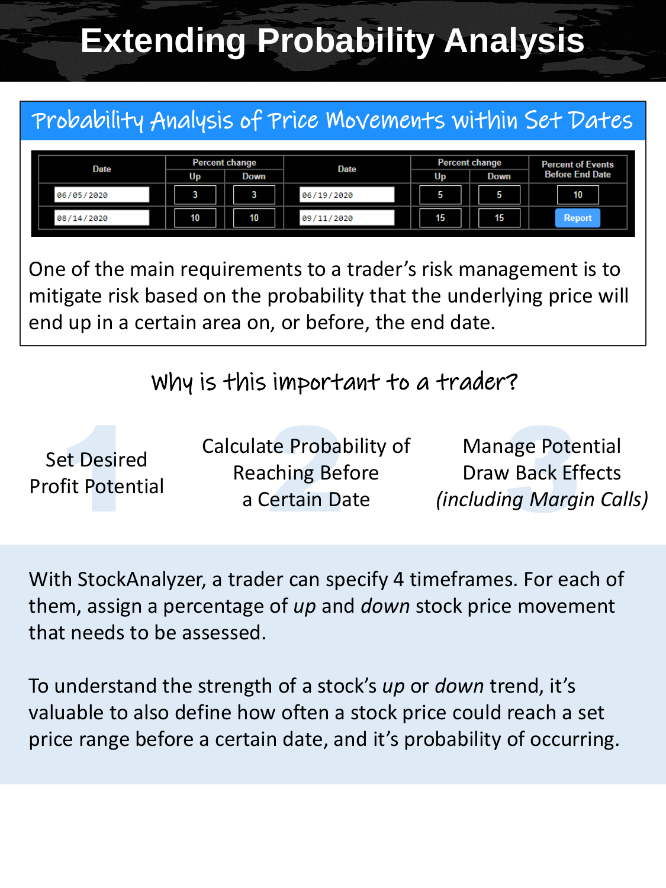# Extending Probability Analysis

## Probability Analysis of Price Movements within Set Dates

| Date | Percent change | | Date | Percent change | | Percent of Events Before End Date |
|---|---|---|---|---|---|---|
| | Up | Down | | Up | Down | |
| 06/05/2020 | 3 | 3 | 06/19/2020 | 5 | 5 | 10 |
| 08/14/2020 | 10 | 10 | 09/11/2020 | 15 | 15 | Report |

One of the main requirements to a trader's risk management is to mitigate risk based on the probability that the underlying price will end up in a certain area on, or before, the end date.

### Why is this important to a trader?

1. Set Desired Profit Potential
2. Calculate Probability of Reaching Before a Certain Date
3. Manage Potential Draw Back Effects *(including Margin Calls)*

With StockAnalyzer, a trader can specify 4 timeframes. For each of them, assign a percentage of *up* and *down* stock price movement that needs to be assessed.

To understand the strength of a stock's *up* or *down* trend, it's valuable to also define how often a stock price could reach a set price range before a certain date, and it's probability of occurring.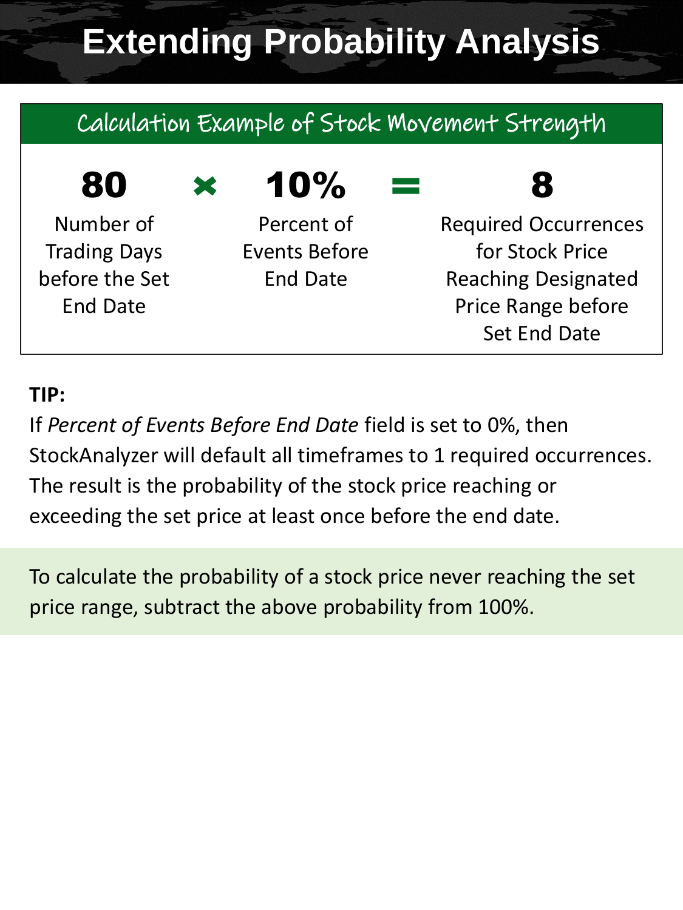# Extending Probability Analysis

## Calculation Example of Stock Movement Strength

| 80 | × | 10% | = | 8 |
|---|---|---|---|---|
| Number of Trading Days before the Set End Date | | Percent of Events Before End Date | | Required Occurrences for Stock Price Reaching Designated Price Range before Set End Date |

**TIP:**

If *Percent of Events Before End Date* field is set to 0%, then StockAnalyzer will default all timeframes to 1 required occurrences. The result is the probability of the stock price reaching or exceeding the set price at least once before the end date.

To calculate the probability of a stock price never reaching the set price range, subtract the above probability from 100%.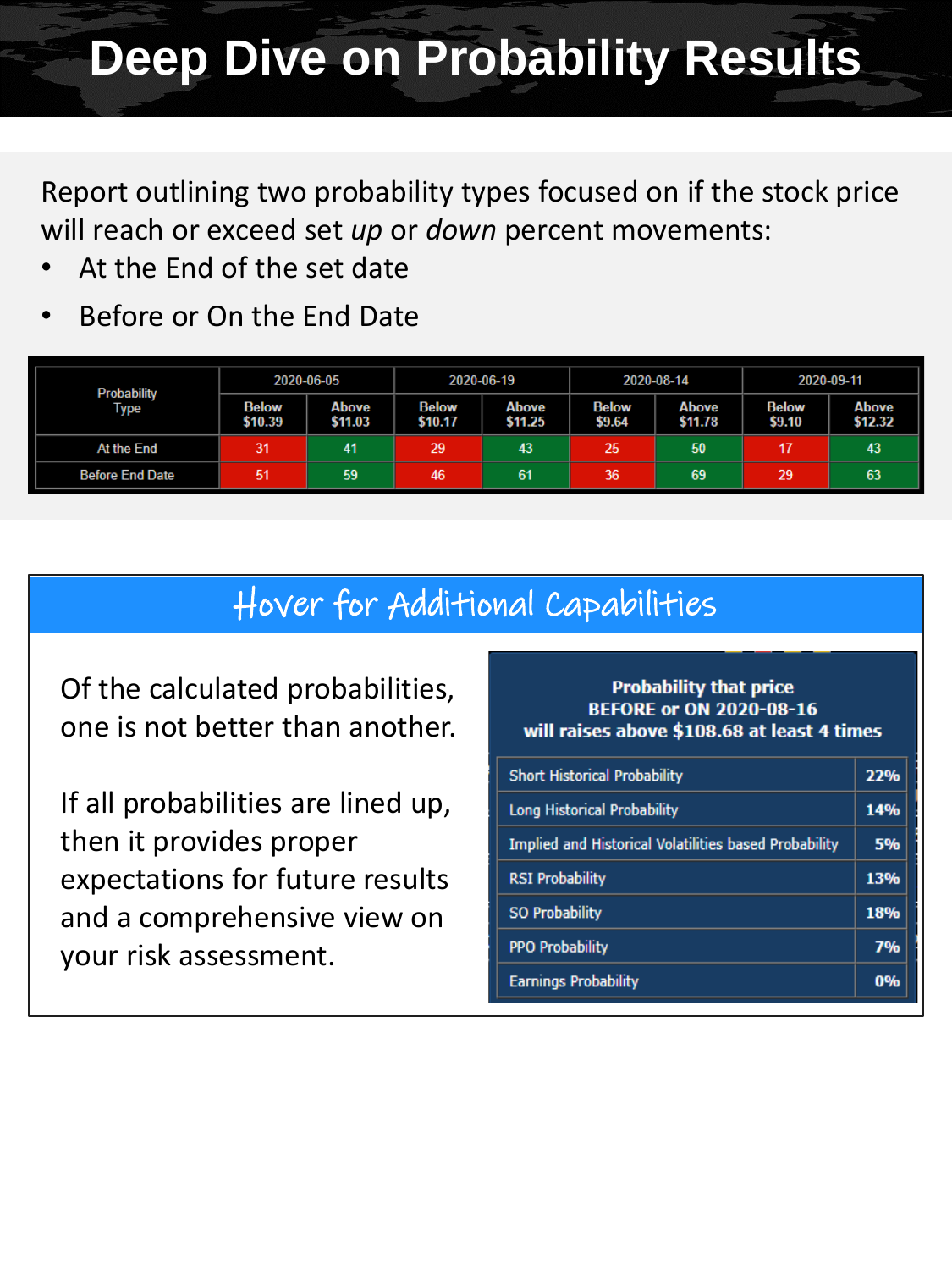# Deep Dive on Probability Results

Report outlining two probability types focused on if the stock price will reach or exceed set *up* or *down* percent movements:

- At the End of the set date
- Before or On the End Date

| Probability Type | 2020-06-05 | | 2020-06-19 | | 2020-08-14 | | 2020-09-11 | |
|---|---|---|---|---|---|---|---|---|
| | Below $10.39 | Above $11.03 | Below $10.17 | Above $11.25 | Below $9.64 | Above $11.78 | Below $9.10 | Above $12.32 |
| At the End | 31 | 41 | 29 | 43 | 25 | 50 | 17 | 43 |
| Before End Date | 51 | 59 | 46 | 61 | 36 | 69 | 29 | 63 |

## Hover for Additional Capabilities

Of the calculated probabilities, one is not better than another.

If all probabilities are lined up, then it provides proper expectations for future results and a comprehensive view on your risk assessment.

**Probability that price BEFORE or ON 2020-08-16 will raises above $108.68 at least 4 times**

| | |
|---|---|
| Short Historical Probability | 22% |
| Long Historical Probability | 14% |
| Implied and Historical Volatilities based Probability | 5% |
| RSI Probability | 13% |
| SO Probability | 18% |
| PPO Probability | 7% |
| Earnings Probability | 0% |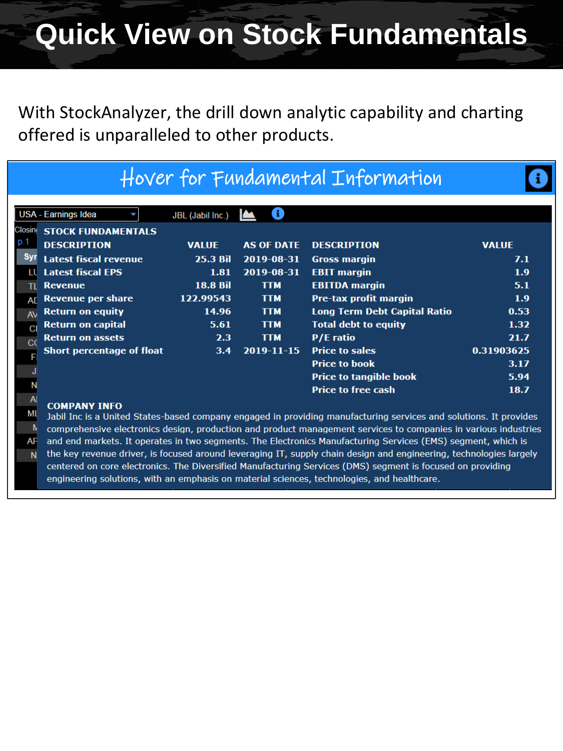# Quick View on Stock Fundamentals

With StockAnalyzer, the drill down analytic capability and charting offered is unparalleled to other products.

## Hover for Fundamental Information

USA - Earnings Idea    JBL (Jabil Inc.)

**STOCK FUNDAMENTALS**

| DESCRIPTION | VALUE | AS OF DATE | DESCRIPTION | VALUE |
|---|---|---|---|---|
| Latest fiscal revenue | 25.3 Bil | 2019-08-31 | Gross margin | 7.1 |
| Latest fiscal EPS | 1.81 | 2019-08-31 | EBIT margin | 1.9 |
| Revenue | 18.8 Bil | TTM | EBITDA margin | 5.1 |
| Revenue per share | 122.99543 | TTM | Pre-tax profit margin | 1.9 |
| Return on equity | 14.96 | TTM | Long Term Debt Capital Ratio | 0.53 |
| Return on capital | 5.61 | TTM | Total debt to equity | 1.32 |
| Return on assets | 2.3 | TTM | P/E ratio | 21.7 |
| Short percentage of float | 3.4 | 2019-11-15 | Price to sales | 0.31903625 |
| | | | Price to book | 3.17 |
| | | | Price to tangible book | 5.94 |
| | | | Price to free cash | 18.7 |

**COMPANY INFO**

Jabil Inc is a United States-based company engaged in providing manufacturing services and solutions. It provides comprehensive electronics design, production and product management services to companies in various industries and end markets. It operates in two segments. The Electronics Manufacturing Services (EMS) segment, which is the key revenue driver, is focused around leveraging IT, supply chain design and engineering, technologies largely centered on core electronics. The Diversified Manufacturing Services (DMS) segment is focused on providing engineering solutions, with an emphasis on material sciences, technologies, and healthcare.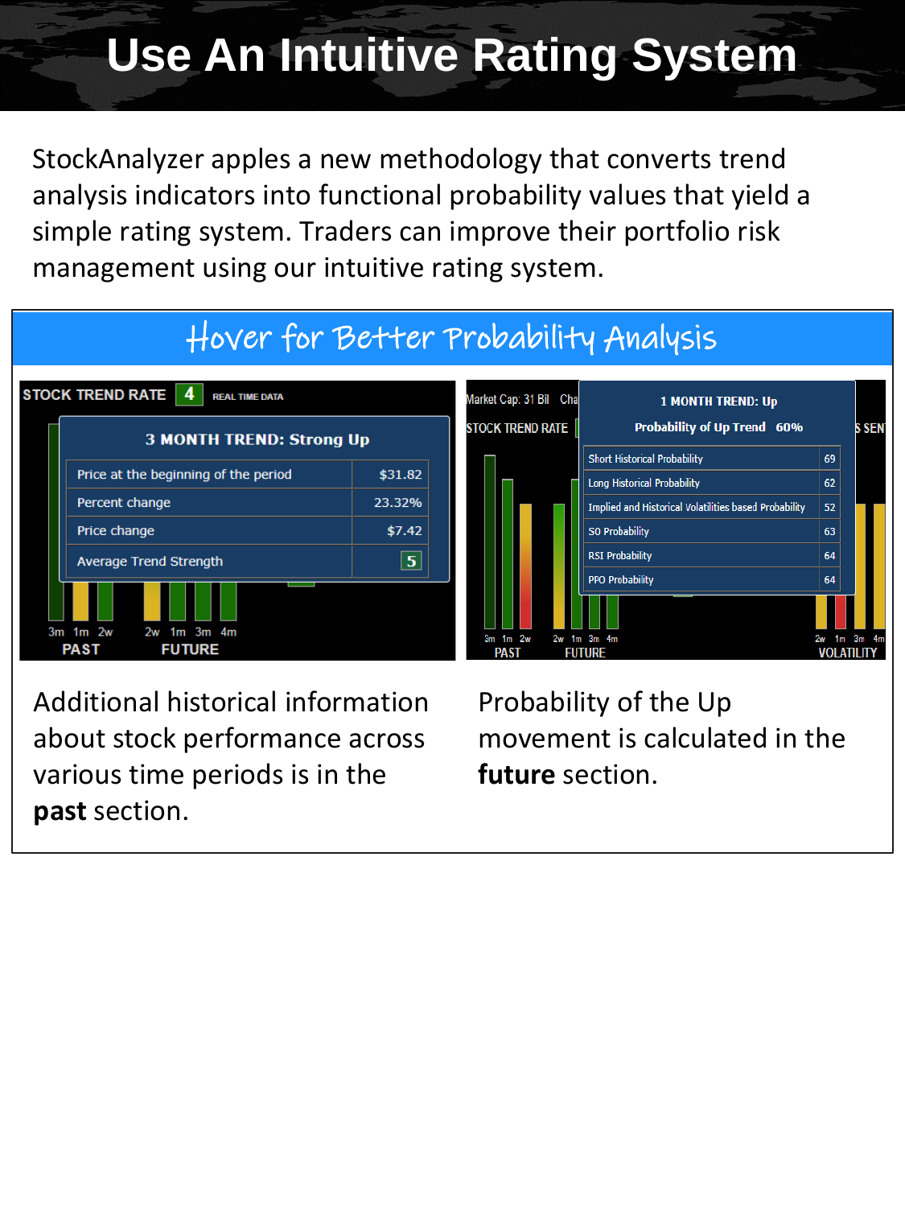# Use An Intuitive Rating System

StockAnalyzer apples a new methodology that converts trend analysis indicators into functional probability values that yield a simple rating system. Traders can improve their portfolio risk management using our intuitive rating system.

## Hover for Better Probability Analysis

STOCK TREND RATE **4** REAL TIME DATA

**3 MONTH TREND: Strong Up**

| | |
|---|---|
| Price at the beginning of the period | $31.82 |
| Percent change | 23.32% |
| Price change | $7.42 |
| Average Trend Strength | 5 |

3m 1m 2w 2w 1m 3m 4m
PAST FUTURE

Market Cap: 31 Bil

STOCK TREND RATE

**1 MONTH TREND: Up**

**Probability of Up Trend 60%**

| | |
|---|---|
| Short Historical Probability | 69 |
| Long Historical Probability | 62 |
| Implied and Historical Volatilities based Probability | 52 |
| SO Probability | 63 |
| RSI Probability | 64 |
| PPO Probability | 64 |

3m 1m 2w 2w 1m 3m 4m 2w 1m 3m 4m
PAST FUTURE VOLATILITY

Additional historical information about stock performance across various time periods is in the **past** section.

Probability of the Up movement is calculated in the **future** section.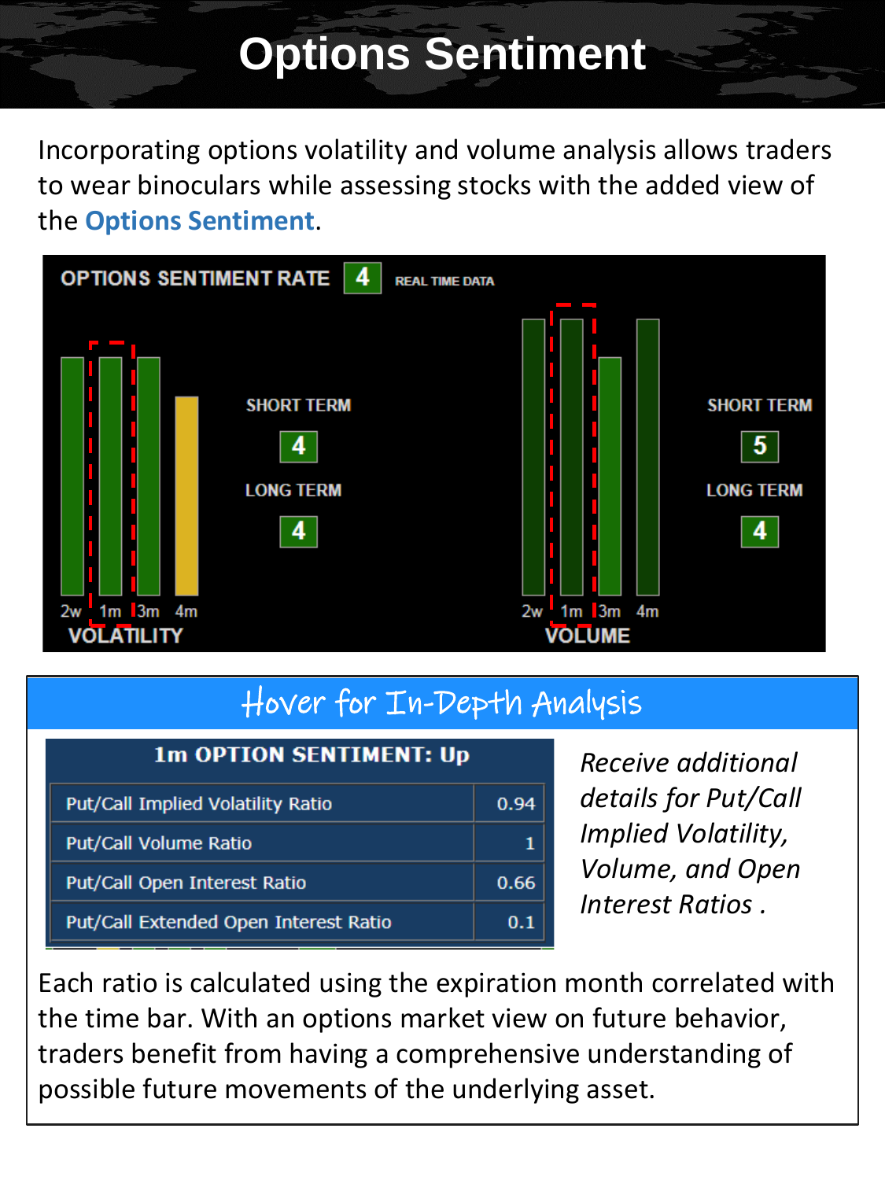# Options Sentiment

Incorporating options volatility and volume analysis allows traders to wear binoculars while assessing stocks with the added view of the **Options Sentiment**.

OPTIONS SENTIMENT RATE **4** REAL TIME DATA

VOLATILITY: SHORT TERM **4**, LONG TERM **4** (2w, 1m, 3m, 4m)

VOLUME: SHORT TERM **5**, LONG TERM **4** (2w, 1m, 3m, 4m)

## Hover for In-Depth Analysis

| 1m OPTION SENTIMENT: Up | |
|---|---|
| Put/Call Implied Volatility Ratio | 0.94 |
| Put/Call Volume Ratio | 1 |
| Put/Call Open Interest Ratio | 0.66 |
| Put/Call Extended Open Interest Ratio | 0.1 |

*Receive additional details for Put/Call Implied Volatility, Volume, and Open Interest Ratios .*

Each ratio is calculated using the expiration month correlated with the time bar. With an options market view on future behavior, traders benefit from having a comprehensive understanding of possible future movements of the underlying asset.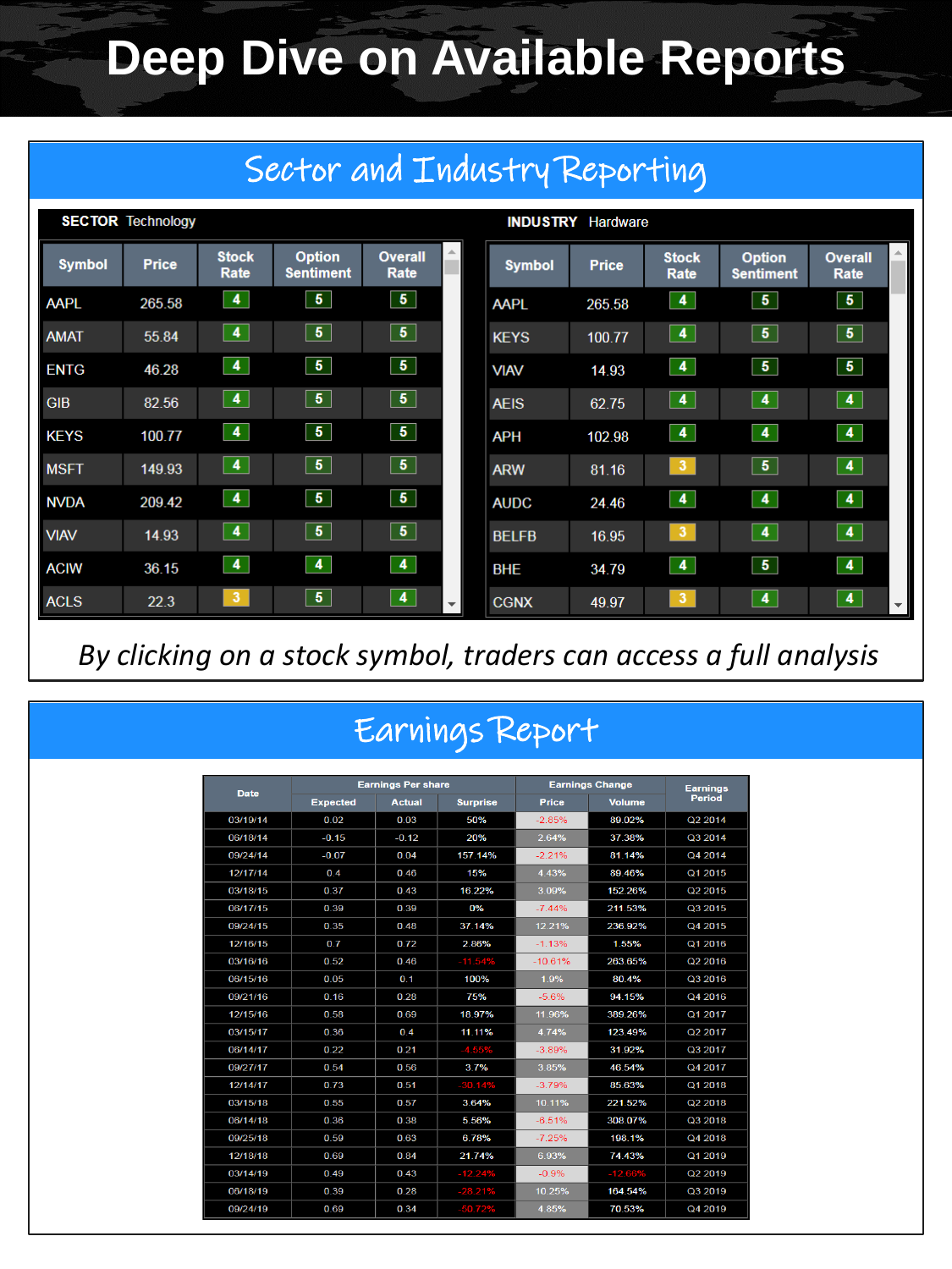# Deep Dive on Available Reports

## Sector and Industry Reporting

**SECTOR** Technology

| Symbol | Price | Stock Rate | Option Sentiment | Overall Rate |
|---|---|---|---|---|
| AAPL | 265.58 | 4 | 5 | 5 |
| AMAT | 55.84 | 4 | 5 | 5 |
| ENTG | 46.28 | 4 | 5 | 5 |
| GIB | 82.56 | 4 | 5 | 5 |
| KEYS | 100.77 | 4 | 5 | 5 |
| MSFT | 149.93 | 4 | 5 | 5 |
| NVDA | 209.42 | 4 | 5 | 5 |
| VIAV | 14.93 | 4 | 5 | 5 |
| ACIW | 36.15 | 4 | 4 | 4 |
| ACLS | 22.3 | 3 | 5 | 4 |

**INDUSTRY** Hardware

| Symbol | Price | Stock Rate | Option Sentiment | Overall Rate |
|---|---|---|---|---|
| AAPL | 265.58 | 4 | 5 | 5 |
| KEYS | 100.77 | 4 | 5 | 5 |
| VIAV | 14.93 | 4 | 5 | 5 |
| AEIS | 62.75 | 4 | 4 | 4 |
| APH | 102.98 | 4 | 4 | 4 |
| ARW | 81.16 | 3 | 5 | 4 |
| AUDC | 24.46 | 4 | 4 | 4 |
| BELFB | 16.95 | 3 | 4 | 4 |
| BHE | 34.79 | 4 | 5 | 4 |
| CGNX | 49.97 | 3 | 4 | 4 |

*By clicking on a stock symbol, traders can access a full analysis*

## Earnings Report

| Date | Earnings Per share | | | Earnings Change | | Earnings Period |
|---|---|---|---|---|---|---|
| | Expected | Actual | Surprise | Price | Volume | |
| 03/19/14 | 0.02 | 0.03 | 50% | -2.85% | 89.02% | Q2 2014 |
| 06/18/14 | -0.15 | -0.12 | 20% | 2.64% | 37.38% | Q3 2014 |
| 09/24/14 | -0.07 | 0.04 | 157.14% | -2.21% | 81.14% | Q4 2014 |
| 12/17/14 | 0.4 | 0.46 | 15% | 4.43% | 89.46% | Q1 2015 |
| 03/18/15 | 0.37 | 0.43 | 16.22% | 3.09% | 152.26% | Q2 2015 |
| 06/17/15 | 0.39 | 0.39 | 0% | -7.44% | 211.53% | Q3 2015 |
| 09/24/15 | 0.35 | 0.48 | 37.14% | 12.21% | 236.92% | Q4 2015 |
| 12/16/15 | 0.7 | 0.72 | 2.86% | -1.13% | 1.55% | Q1 2016 |
| 03/16/16 | 0.52 | 0.46 | -11.54% | -10.61% | 263.65% | Q2 2016 |
| 06/15/16 | 0.05 | 0.1 | 100% | 1.9% | 80.4% | Q3 2016 |
| 09/21/16 | 0.16 | 0.28 | 75% | -5.6% | 94.15% | Q4 2016 |
| 12/15/16 | 0.58 | 0.69 | 18.97% | 11.96% | 389.26% | Q1 2017 |
| 03/15/17 | 0.36 | 0.4 | 11.11% | 4.74% | 123.49% | Q2 2017 |
| 06/14/17 | 0.22 | 0.21 | -4.55% | -3.89% | 31.92% | Q3 2017 |
| 09/27/17 | 0.54 | 0.56 | 3.7% | 3.85% | 46.54% | Q4 2017 |
| 12/14/17 | 0.73 | 0.51 | -30.14% | -3.79% | 85.63% | Q1 2018 |
| 03/15/18 | 0.55 | 0.57 | 3.64% | 10.11% | 221.52% | Q2 2018 |
| 06/14/18 | 0.36 | 0.38 | 5.56% | -8.51% | 308.07% | Q3 2018 |
| 09/25/18 | 0.59 | 0.63 | 6.78% | -7.25% | 198.1% | Q4 2018 |
| 12/18/18 | 0.69 | 0.84 | 21.74% | 6.93% | 74.43% | Q1 2019 |
| 03/14/19 | 0.49 | 0.43 | -12.24% | -0.9% | -12.66% | Q2 2019 |
| 06/18/19 | 0.39 | 0.28 | -28.21% | 10.25% | 164.54% | Q3 2019 |
| 09/24/19 | 0.69 | 0.34 | -50.72% | 4.85% | 70.53% | Q4 2019 |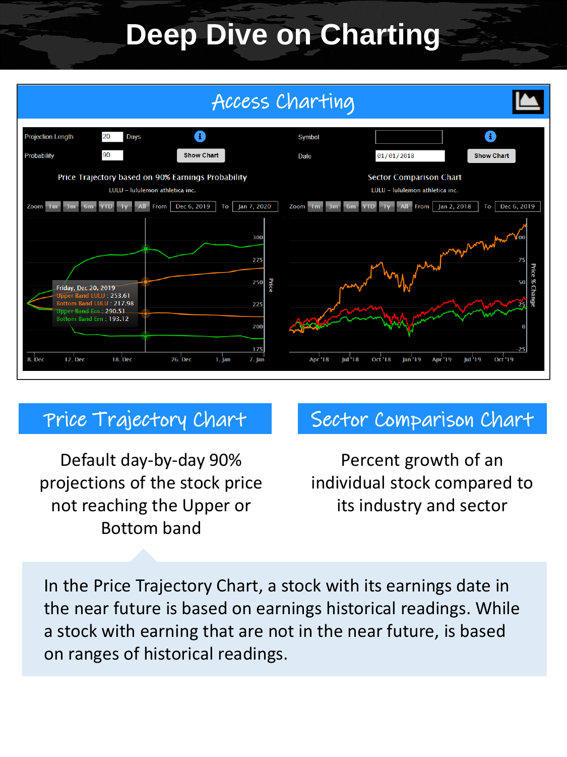# Deep Dive on Charting

## Access Charting

Projection Length 20 Days

Probability 90

Show Chart

Symbol

Date 01/01/2018

Show Chart

Price Trajectory based on 90% Earnings Probability

LULU – lululemon athletica inc.

Zoom 1m 3m 6m YTD 1y All From Dec 6, 2019 To Jan 7, 2020

Friday, Dec 20, 2019
Upper Band LULU : 253.61
Bottom Band LULU : 217.98
Upper Band Ern : 290.51
Bottom Band Ern : 193.12

300
275
250
225
200
175
Price

8. Dec 12. Dec 18. Dec 26. Dec 1. Jan 7. Jan

Sector Comparison Chart

LULU – lululemon athletica inc.

Zoom 1m 3m 6m YTD 1y All From Jan 2, 2018 To Dec 6, 2019

100
75
50
25
0
-25
Price % Change

Apr '18 Jul '18 Oct '18 Jan '19 Apr '19 Jul '19 Oct '19

## Price Trajectory Chart

Default day-by-day 90% projections of the stock price not reaching the Upper or Bottom band

## Sector Comparison Chart

Percent growth of an individual stock compared to its industry and sector

In the Price Trajectory Chart, a stock with its earnings date in the near future is based on earnings historical readings. While a stock with earning that are not in the near future, is based on ranges of historical readings.